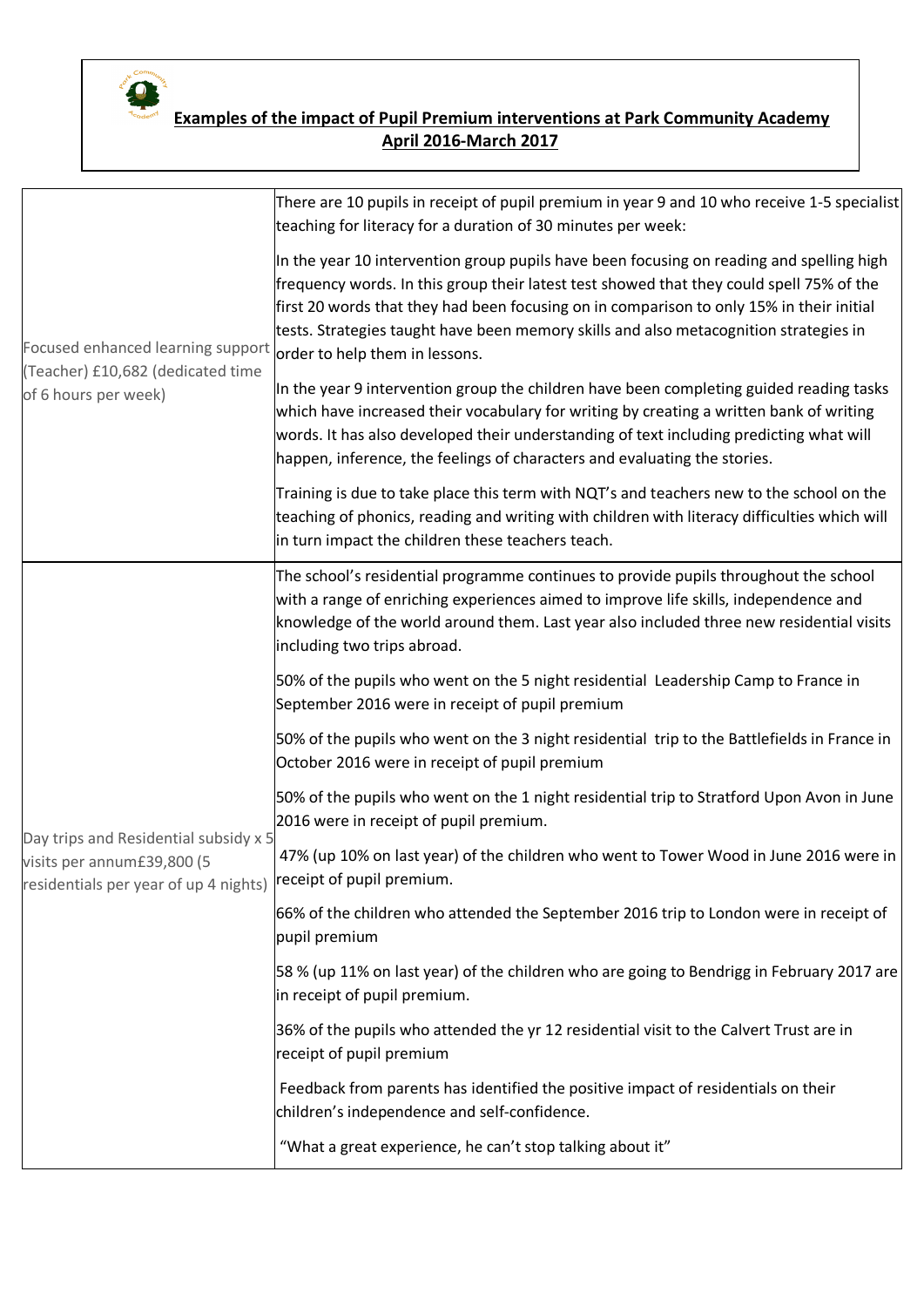**Examples of the impact of Pupil Premium interventions at Park Community Academy April 2016-March 2017**

| | |
|---|---|
| Focused enhanced learning support (Teacher) £10,682 (dedicated time of 6 hours per week) | There are 10 pupils in receipt of pupil premium in year 9 and 10 who receive 1-5 specialist teaching for literacy for a duration of 30 minutes per week:<br><br>In the year 10 intervention group pupils have been focusing on reading and spelling high frequency words. In this group their latest test showed that they could spell 75% of the first 20 words that they had been focusing on in comparison to only 15% in their initial tests. Strategies taught have been memory skills and also metacognition strategies in order to help them in lessons.<br><br>In the year 9 intervention group the children have been completing guided reading tasks which have increased their vocabulary for writing by creating a written bank of writing words. It has also developed their understanding of text including predicting what will happen, inference, the feelings of characters and evaluating the stories.<br><br>Training is due to take place this term with NQT's and teachers new to the school on the teaching of phonics, reading and writing with children with literacy difficulties which will in turn impact the children these teachers teach. |
| Day trips and Residential subsidy x 5 visits per annum£39,800 (5 residentials per year of up 4 nights) | The school's residential programme continues to provide pupils throughout the school with a range of enriching experiences aimed to improve life skills, independence and knowledge of the world around them. Last year also included three new residential visits including two trips abroad.<br><br>50% of the pupils who went on the 5 night residential Leadership Camp to France in September 2016 were in receipt of pupil premium<br><br>50% of the pupils who went on the 3 night residential trip to the Battlefields in France in October 2016 were in receipt of pupil premium<br><br>50% of the pupils who went on the 1 night residential trip to Stratford Upon Avon in June 2016 were in receipt of pupil premium.<br><br>47% (up 10% on last year) of the children who went to Tower Wood in June 2016 were in receipt of pupil premium.<br><br>66% of the children who attended the September 2016 trip to London were in receipt of pupil premium<br><br>58 % (up 11% on last year) of the children who are going to Bendrigg in February 2017 are in receipt of pupil premium.<br><br>36% of the pupils who attended the yr 12 residential visit to the Calvert Trust are in receipt of pupil premium<br><br>Feedback from parents has identified the positive impact of residentials on their children's independence and self-confidence.<br><br>"What a great experience, he can't stop talking about it" |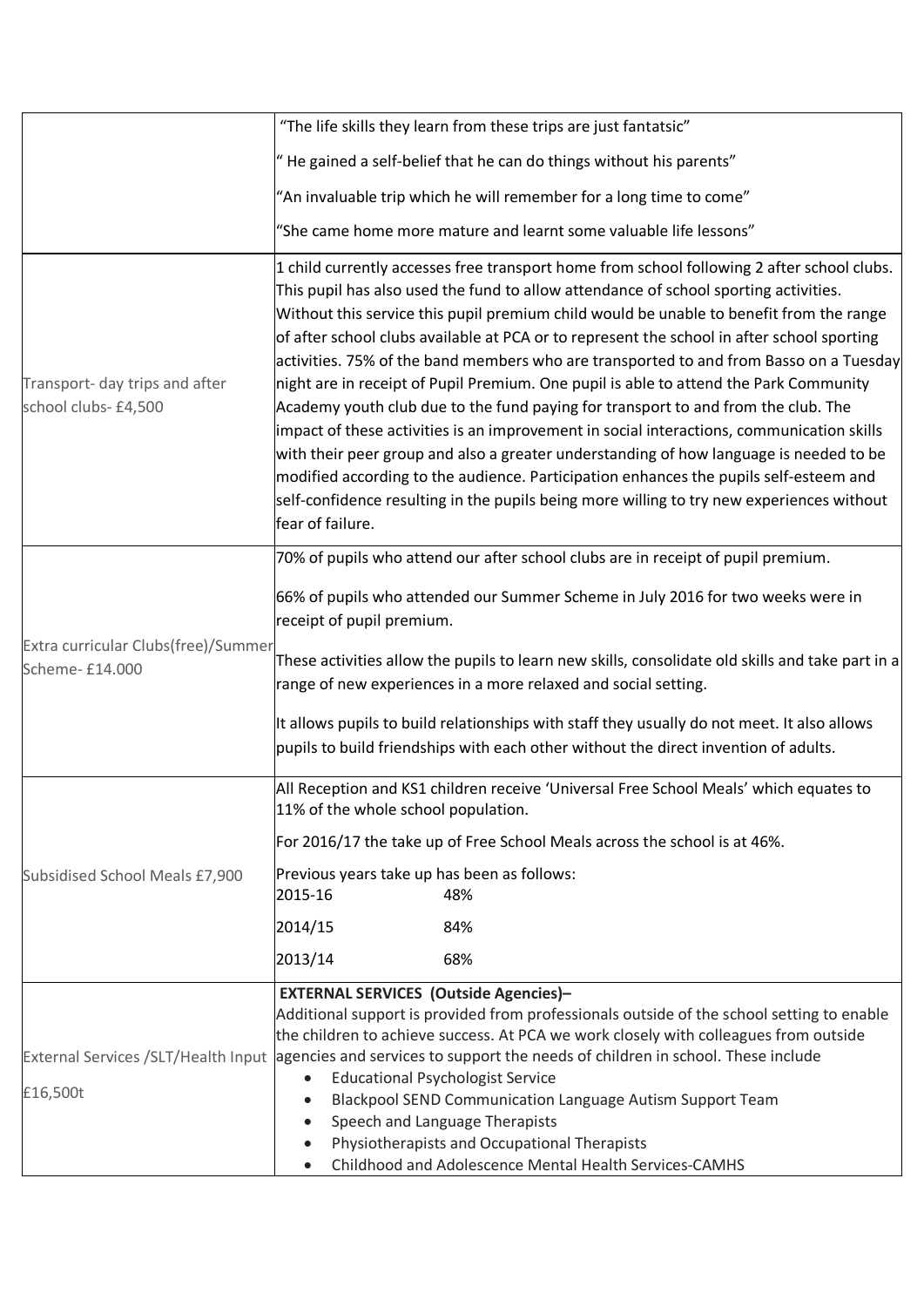| | |
|---|---|
| | "The life skills they learn from these trips are just fantatsic"<br><br>" He gained a self-belief that he can do things without his parents"<br><br>"An invaluable trip which he will remember for a long time to come"<br><br>"She came home more mature and learnt some valuable life lessons" |
| Transport- day trips and after school clubs- £4,500 | 1 child currently accesses free transport home from school following 2 after school clubs. This pupil has also used the fund to allow attendance of school sporting activities. Without this service this pupil premium child would be unable to benefit from the range of after school clubs available at PCA or to represent the school in after school sporting activities. 75% of the band members who are transported to and from Basso on a Tuesday night are in receipt of Pupil Premium. One pupil is able to attend the Park Community Academy youth club due to the fund paying for transport to and from the club. The impact of these activities is an improvement in social interactions, communication skills with their peer group and also a greater understanding of how language is needed to be modified according to the audience. Participation enhances the pupils self-esteem and self-confidence resulting in the pupils being more willing to try new experiences without fear of failure. |
| Extra curricular Clubs(free)/Summer Scheme- £14.000 | 70% of pupils who attend our after school clubs are in receipt of pupil premium.<br><br>66% of pupils who attended our Summer Scheme in July 2016 for two weeks were in receipt of pupil premium.<br><br>These activities allow the pupils to learn new skills, consolidate old skills and take part in a range of new experiences in a more relaxed and social setting.<br><br>It allows pupils to build relationships with staff they usually do not meet. It also allows pupils to build friendships with each other without the direct invention of adults. |
| Subsidised School Meals £7,900 | All Reception and KS1 children receive 'Universal Free School Meals' which equates to 11% of the whole school population.<br><br>For 2016/17 the take up of Free School Meals across the school is at 46%.<br><br>Previous years take up has been as follows:<br>2015-16 48%<br>2014/15 84%<br>2013/14 68% |
| External Services /SLT/Health Input<br><br>£16,500t | **EXTERNAL SERVICES (Outside Agencies)–**<br>Additional support is provided from professionals outside of the school setting to enable the children to achieve success. At PCA we work closely with colleagues from outside agencies and services to support the needs of children in school. These include<br>• Educational Psychologist Service<br>• Blackpool SEND Communication Language Autism Support Team<br>• Speech and Language Therapists<br>• Physiotherapists and Occupational Therapists<br>• Childhood and Adolescence Mental Health Services-CAMHS |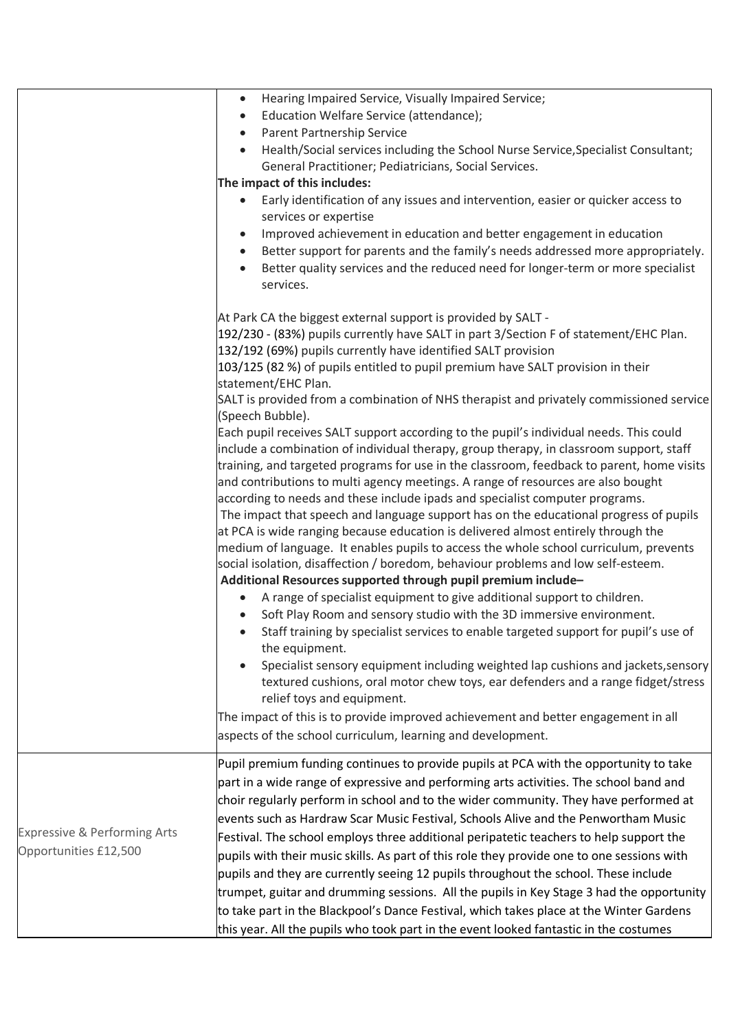| | |
|---|---|
| | <ul><li>Hearing Impaired Service, Visually Impaired Service;</li><li>Education Welfare Service (attendance);</li><li>Parent Partnership Service</li><li>Health/Social services including the School Nurse Service,Specialist Consultant; General Practitioner; Pediatricians, Social Services.</li></ul>**The impact of this includes:**<ul><li>Early identification of any issues and intervention, easier or quicker access to services or expertise</li><li>Improved achievement in education and better engagement in education</li><li>Better support for parents and the family's needs addressed more appropriately.</li><li>Better quality services and the reduced need for longer-term or more specialist services.</li></ul>At Park CA the biggest external support is provided by SALT -<br>192/230 - (83%) pupils currently have SALT in part 3/Section F of statement/EHC Plan.<br>132/192 (69%) pupils currently have identified SALT provision<br>103/125 (82 %) of pupils entitled to pupil premium have SALT provision in their statement/EHC Plan.<br>SALT is provided from a combination of NHS therapist and privately commissioned service (Speech Bubble).<br>Each pupil receives SALT support according to the pupil's individual needs. This could include a combination of individual therapy, group therapy, in classroom support, staff training, and targeted programs for use in the classroom, feedback to parent, home visits and contributions to multi agency meetings. A range of resources are also bought according to needs and these include ipads and specialist computer programs.<br>The impact that speech and language support has on the educational progress of pupils at PCA is wide ranging because education is delivered almost entirely through the medium of language. It enables pupils to access the whole school curriculum, prevents social isolation, disaffection / boredom, behaviour problems and low self-esteem.<br>**Additional Resources supported through pupil premium include–**<ul><li>A range of specialist equipment to give additional support to children.</li><li>Soft Play Room and sensory studio with the 3D immersive environment.</li><li>Staff training by specialist services to enable targeted support for pupil's use of the equipment.</li><li>Specialist sensory equipment including weighted lap cushions and jackets,sensory textured cushions, oral motor chew toys, ear defenders and a range fidget/stress relief toys and equipment.</li></ul>The impact of this is to provide improved achievement and better engagement in all aspects of the school curriculum, learning and development. |
| Expressive & Performing Arts Opportunities £12,500 | Pupil premium funding continues to provide pupils at PCA with the opportunity to take part in a wide range of expressive and performing arts activities. The school band and choir regularly perform in school and to the wider community. They have performed at events such as Hardraw Scar Music Festival, Schools Alive and the Penwortham Music Festival. The school employs three additional peripatetic teachers to help support the pupils with their music skills. As part of this role they provide one to one sessions with pupils and they are currently seeing 12 pupils throughout the school. These include trumpet, guitar and drumming sessions. All the pupils in Key Stage 3 had the opportunity to take part in the Blackpool's Dance Festival, which takes place at the Winter Gardens this year. All the pupils who took part in the event looked fantastic in the costumes |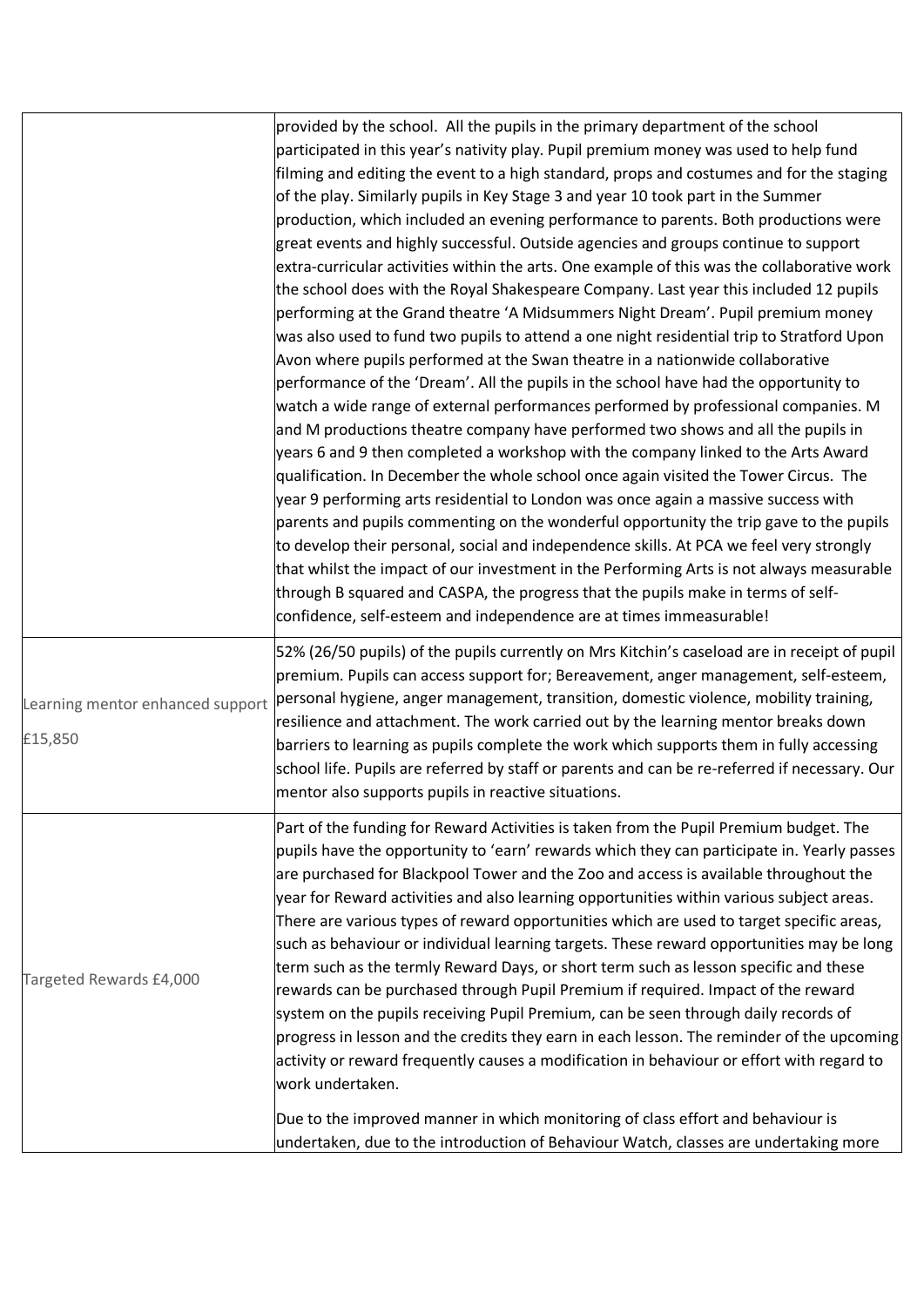| | |
|---|---|
| | provided by the school. All the pupils in the primary department of the school participated in this year's nativity play. Pupil premium money was used to help fund filming and editing the event to a high standard, props and costumes and for the staging of the play. Similarly pupils in Key Stage 3 and year 10 took part in the Summer production, which included an evening performance to parents. Both productions were great events and highly successful. Outside agencies and groups continue to support extra-curricular activities within the arts. One example of this was the collaborative work the school does with the Royal Shakespeare Company. Last year this included 12 pupils performing at the Grand theatre 'A Midsummers Night Dream'. Pupil premium money was also used to fund two pupils to attend a one night residential trip to Stratford Upon Avon where pupils performed at the Swan theatre in a nationwide collaborative performance of the 'Dream'. All the pupils in the school have had the opportunity to watch a wide range of external performances performed by professional companies. M and M productions theatre company have performed two shows and all the pupils in years 6 and 9 then completed a workshop with the company linked to the Arts Award qualification. In December the whole school once again visited the Tower Circus. The year 9 performing arts residential to London was once again a massive success with parents and pupils commenting on the wonderful opportunity the trip gave to the pupils to develop their personal, social and independence skills. At PCA we feel very strongly that whilst the impact of our investment in the Performing Arts is not always measurable through B squared and CASPA, the progress that the pupils make in terms of self-confidence, self-esteem and independence are at times immeasurable! |
| Learning mentor enhanced support £15,850 | 52% (26/50 pupils) of the pupils currently on Mrs Kitchin's caseload are in receipt of pupil premium. Pupils can access support for; Bereavement, anger management, self-esteem, personal hygiene, anger management, transition, domestic violence, mobility training, resilience and attachment. The work carried out by the learning mentor breaks down barriers to learning as pupils complete the work which supports them in fully accessing school life. Pupils are referred by staff or parents and can be re-referred if necessary. Our mentor also supports pupils in reactive situations. |
| Targeted Rewards £4,000 | Part of the funding for Reward Activities is taken from the Pupil Premium budget. The pupils have the opportunity to 'earn' rewards which they can participate in. Yearly passes are purchased for Blackpool Tower and the Zoo and access is available throughout the year for Reward activities and also learning opportunities within various subject areas. There are various types of reward opportunities which are used to target specific areas, such as behaviour or individual learning targets. These reward opportunities may be long term such as the termly Reward Days, or short term such as lesson specific and these rewards can be purchased through Pupil Premium if required. Impact of the reward system on the pupils receiving Pupil Premium, can be seen through daily records of progress in lesson and the credits they earn in each lesson. The reminder of the upcoming activity or reward frequently causes a modification in behaviour or effort with regard to work undertaken.<br><br>Due to the improved manner in which monitoring of class effort and behaviour is undertaken, due to the introduction of Behaviour Watch, classes are undertaking more |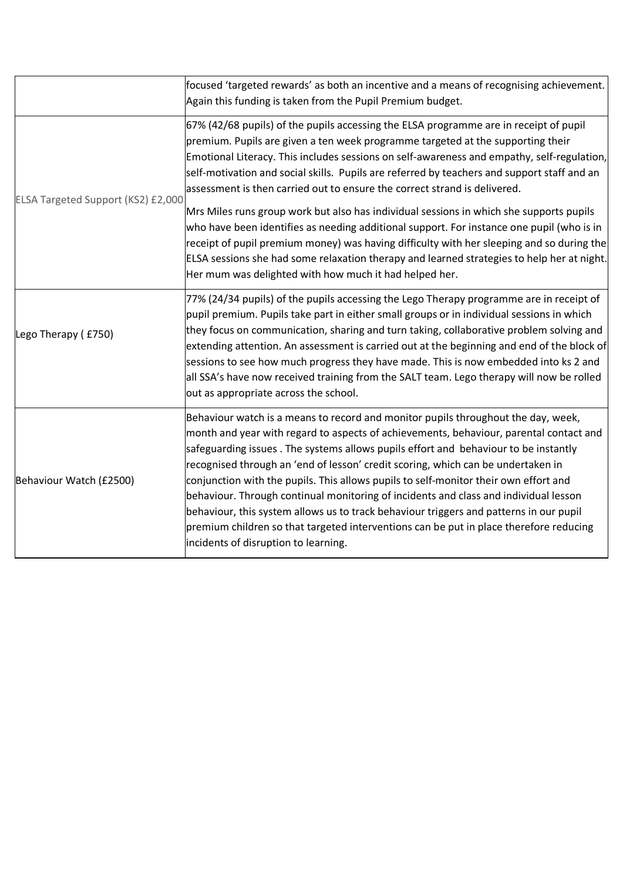| | |
|---|---|
| | focused 'targeted rewards' as both an incentive and a means of recognising achievement. Again this funding is taken from the Pupil Premium budget. |
| ELSA Targeted Support (KS2) £2,000 | 67% (42/68 pupils) of the pupils accessing the ELSA programme are in receipt of pupil premium. Pupils are given a ten week programme targeted at the supporting their Emotional Literacy. This includes sessions on self-awareness and empathy, self-regulation, self-motivation and social skills. Pupils are referred by teachers and support staff and an assessment is then carried out to ensure the correct strand is delivered.<br><br>Mrs Miles runs group work but also has individual sessions in which she supports pupils who have been identifies as needing additional support. For instance one pupil (who is in receipt of pupil premium money) was having difficulty with her sleeping and so during the ELSA sessions she had some relaxation therapy and learned strategies to help her at night. Her mum was delighted with how much it had helped her. |
| Lego Therapy ( £750) | 77% (24/34 pupils) of the pupils accessing the Lego Therapy programme are in receipt of pupil premium. Pupils take part in either small groups or in individual sessions in which they focus on communication, sharing and turn taking, collaborative problem solving and extending attention. An assessment is carried out at the beginning and end of the block of sessions to see how much progress they have made. This is now embedded into ks 2 and all SSA's have now received training from the SALT team. Lego therapy will now be rolled out as appropriate across the school. |
| Behaviour Watch (£2500) | Behaviour watch is a means to record and monitor pupils throughout the day, week, month and year with regard to aspects of achievements, behaviour, parental contact and safeguarding issues . The systems allows pupils effort and behaviour to be instantly recognised through an 'end of lesson' credit scoring, which can be undertaken in conjunction with the pupils. This allows pupils to self-monitor their own effort and behaviour. Through continual monitoring of incidents and class and individual lesson behaviour, this system allows us to track behaviour triggers and patterns in our pupil premium children so that targeted interventions can be put in place therefore reducing incidents of disruption to learning. |